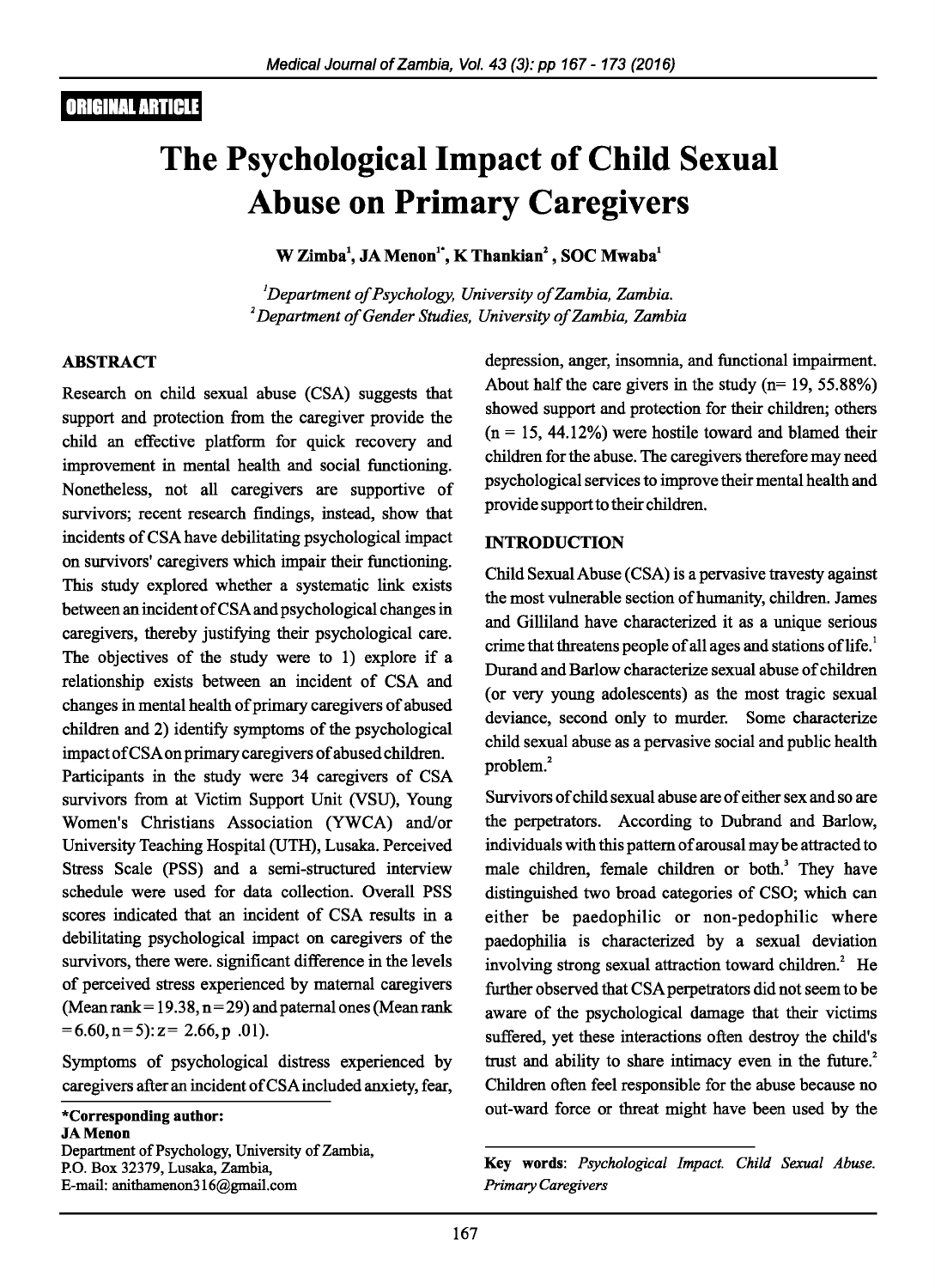ORIGINAL ARTICLE

# The Psychological Impact of Child Sexual Abuse on Primary Caregivers

**W Zimba[1], JA Menon[1*], K Thankian[2], SOC Mwaba[1]**

*[1]Department of Psychology, University of Zambia, Zambia.*
*[2]Department of Gender Studies, University of Zambia, Zambia*

## ABSTRACT

Research on child sexual abuse (CSA) suggests that support and protection from the caregiver provide the child an effective platform for quick recovery and improvement in mental health and social functioning. Nonetheless, not all caregivers are supportive of survivors; recent research findings, instead, show that incidents of CSA have debilitating psychological impact on survivors' caregivers which impair their functioning. This study explored whether a systematic link exists between an incident of CSA and psychological changes in caregivers, thereby justifying their psychological care. The objectives of the study were to 1) explore if a relationship exists between an incident of CSA and changes in mental health of primary caregivers of abused children and 2) identify symptoms of the psychological impact of CSA on primary caregivers of abused children. Participants in the study were 34 caregivers of CSA survivors from at Victim Support Unit (VSU), Young Women's Christians Association (YWCA) and/or University Teaching Hospital (UTH), Lusaka. Perceived Stress Scale (PSS) and a semi-structured interview schedule were used for data collection. Overall PSS scores indicated that an incident of CSA results in a debilitating psychological impact on caregivers of the survivors, there were. significant difference in the levels of perceived stress experienced by maternal caregivers (Mean rank = 19.38, n = 29) and paternal ones (Mean rank = 6.60, n = 5): z = 2.66, p .01).

Symptoms of psychological distress experienced by caregivers after an incident of CSA included anxiety, fear, depression, anger, insomnia, and functional impairment. About half the care givers in the study (n= 19, 55.88%) showed support and protection for their children; others (n = 15, 44.12%) were hostile toward and blamed their children for the abuse. The caregivers therefore may need psychological services to improve their mental health and provide support to their children.

**Key words**: *Psychological Impact. Child Sexual Abuse. Primary Caregivers*

## INTRODUCTION

Child Sexual Abuse (CSA) is a pervasive travesty against the most vulnerable section of humanity, children. James and Gilliland have characterized it as a unique serious crime that threatens people of all ages and stations of life.[1] Durand and Barlow characterize sexual abuse of children (or very young adolescents) as the most tragic sexual deviance, second only to murder. Some characterize child sexual abuse as a pervasive social and public health problem.[2]

Survivors of child sexual abuse are of either sex and so are the perpetrators. According to Dubrand and Barlow, individuals with this pattern of arousal may be attracted to male children, female children or both.[3] They have distinguished two broad categories of CSO; which can either be paedophilic or non-pedophilic where paedophilia is characterized by a sexual deviation involving strong sexual attraction toward children.[2] He further observed that CSA perpetrators did not seem to be aware of the psychological damage that their victims suffered, yet these interactions often destroy the child's trust and ability to share intimacy even in the future.[2] Children often feel responsible for the abuse because no out-ward force or threat might have been used by the

*Corresponding author:
JA Menon
Department of Psychology, University of Zambia,
P.O. Box 32379, Lusaka, Zambia,
E-mail: anithamenon316@gmail.com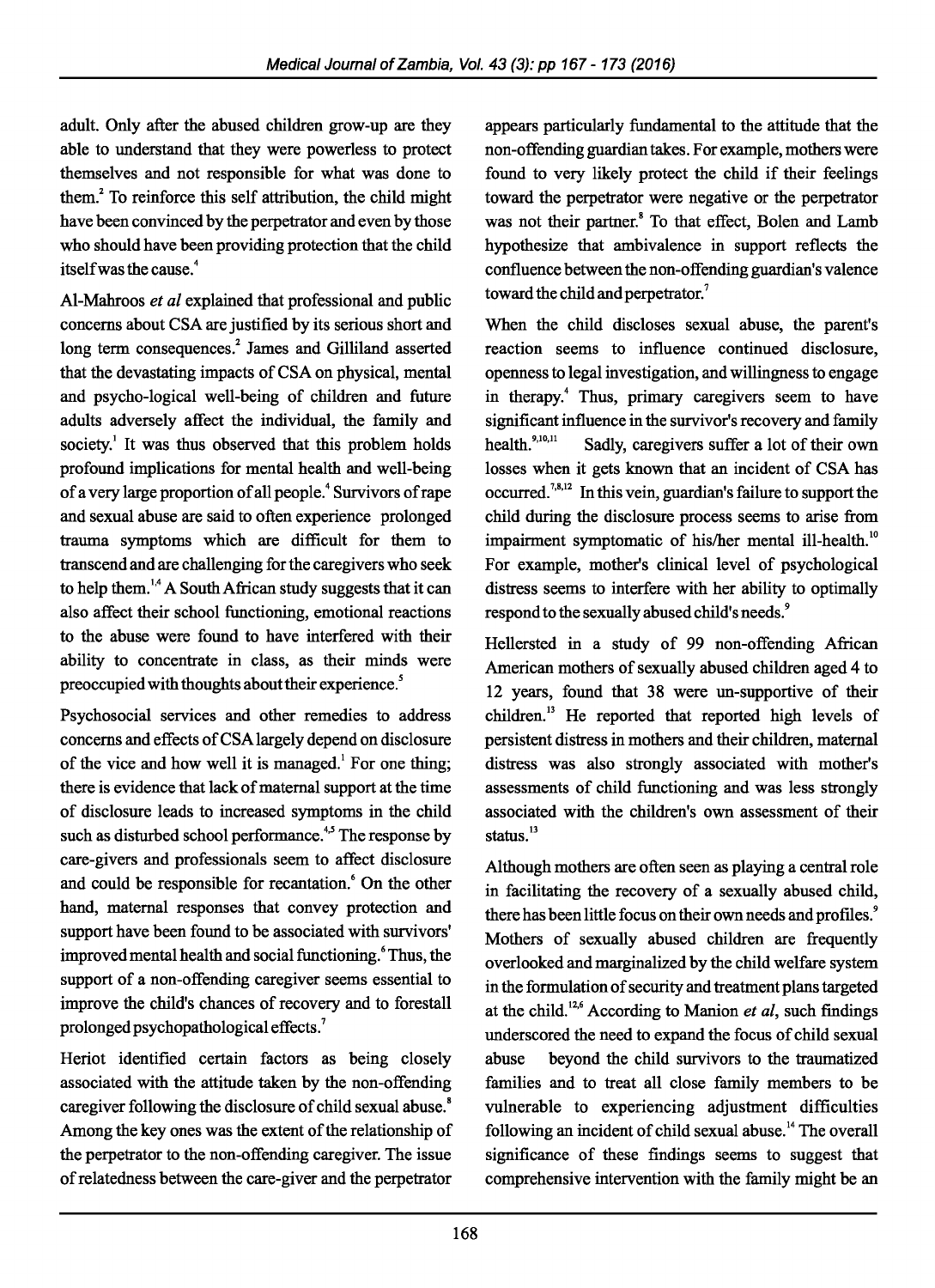adult. Only after the abused children grow-up are they able to understand that they were powerless to protect themselves and not responsible for what was done to them.[2] To reinforce this self attribution, the child might have been convinced by the perpetrator and even by those who should have been providing protection that the child itself was the cause.[4]

Al-Mahroos *et al* explained that professional and public concerns about CSA are justified by its serious short and long term consequences.[2] James and Gilliland asserted that the devastating impacts of CSA on physical, mental and psycho-logical well-being of children and future adults adversely affect the individual, the family and society.[1] It was thus observed that this problem holds profound implications for mental health and well-being of a very large proportion of all people.[4] Survivors of rape and sexual abuse are said to often experience prolonged trauma symptoms which are difficult for them to transcend and are challenging for the caregivers who seek to help them.[1,4] A South African study suggests that it can also affect their school functioning, emotional reactions to the abuse were found to have interfered with their ability to concentrate in class, as their minds were preoccupied with thoughts about their experience.[5]

Psychosocial services and other remedies to address concerns and effects of CSA largely depend on disclosure of the vice and how well it is managed.[1] For one thing; there is evidence that lack of maternal support at the time of disclosure leads to increased symptoms in the child such as disturbed school performance.[4,5] The response by care-givers and professionals seem to affect disclosure and could be responsible for recantation.[6] On the other hand, maternal responses that convey protection and support have been found to be associated with survivors' improved mental health and social functioning.[6] Thus, the support of a non-offending caregiver seems essential to improve the child's chances of recovery and to forestall prolonged psychopathological effects.[7]

Heriot identified certain factors as being closely associated with the attitude taken by the non-offending caregiver following the disclosure of child sexual abuse.[8] Among the key ones was the extent of the relationship of the perpetrator to the non-offending caregiver. The issue of relatedness between the care-giver and the perpetrator appears particularly fundamental to the attitude that the non-offending guardian takes. For example, mothers were found to very likely protect the child if their feelings toward the perpetrator were negative or the perpetrator was not their partner.[8] To that effect, Bolen and Lamb hypothesize that ambivalence in support reflects the confluence between the non-offending guardian's valence toward the child and perpetrator.[7]

When the child discloses sexual abuse, the parent's reaction seems to influence continued disclosure, openness to legal investigation, and willingness to engage in therapy.[4] Thus, primary caregivers seem to have significant influence in the survivor's recovery and family health.[9,10,11] Sadly, caregivers suffer a lot of their own losses when it gets known that an incident of CSA has occurred.[7,8,12] In this vein, guardian's failure to support the child during the disclosure process seems to arise from impairment symptomatic of his/her mental ill-health.[10] For example, mother's clinical level of psychological distress seems to interfere with her ability to optimally respond to the sexually abused child's needs.[9]

Hellersted in a study of 99 non-offending African American mothers of sexually abused children aged 4 to 12 years, found that 38 were un-supportive of their children.[13] He reported that reported high levels of persistent distress in mothers and their children, maternal distress was also strongly associated with mother's assessments of child functioning and was less strongly associated with the children's own assessment of their status.[13]

Although mothers are often seen as playing a central role in facilitating the recovery of a sexually abused child, there has been little focus on their own needs and profiles.[9] Mothers of sexually abused children are frequently overlooked and marginalized by the child welfare system in the formulation of security and treatment plans targeted at the child.[12,6] According to Manion *et al*, such findings underscored the need to expand the focus of child sexual abuse beyond the child survivors to the traumatized families and to treat all close family members to be vulnerable to experiencing adjustment difficulties following an incident of child sexual abuse.[14] The overall significance of these findings seems to suggest that comprehensive intervention with the family might be an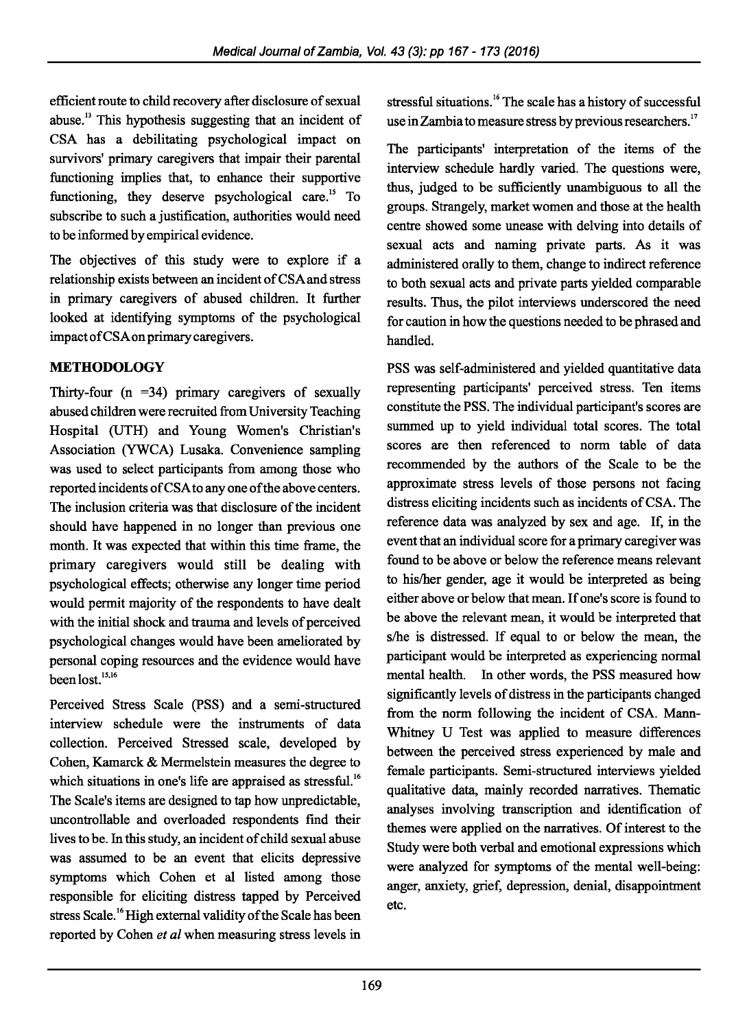efficient route to child recovery after disclosure of sexual abuse.[13] This hypothesis suggesting that an incident of CSA has a debilitating psychological impact on survivors' primary caregivers that impair their parental functioning implies that, to enhance their supportive functioning, they deserve psychological care.[15] To subscribe to such a justification, authorities would need to be informed by empirical evidence.

The objectives of this study were to explore if a relationship exists between an incident of CSA and stress in primary caregivers of abused children. It further looked at identifying symptoms of the psychological impact of CSA on primary caregivers.

## METHODOLOGY

Thirty-four (n =34) primary caregivers of sexually abused children were recruited from University Teaching Hospital (UTH) and Young Women's Christian's Association (YWCA) Lusaka. Convenience sampling was used to select participants from among those who reported incidents of CSA to any one of the above centers. The inclusion criteria was that disclosure of the incident should have happened in no longer than previous one month. It was expected that within this time frame, the primary caregivers would still be dealing with psychological effects; otherwise any longer time period would permit majority of the respondents to have dealt with the initial shock and trauma and levels of perceived psychological changes would have been ameliorated by personal coping resources and the evidence would have been lost.[15,16]

Perceived Stress Scale (PSS) and a semi-structured interview schedule were the instruments of data collection. Perceived Stressed scale, developed by Cohen, Kamarck & Mermelstein measures the degree to which situations in one's life are appraised as stressful.[16] The Scale's items are designed to tap how unpredictable, uncontrollable and overloaded respondents find their lives to be. In this study, an incident of child sexual abuse was assumed to be an event that elicits depressive symptoms which Cohen et al listed among those responsible for eliciting distress tapped by Perceived stress Scale.[16] High external validity of the Scale has been reported by Cohen *et al* when measuring stress levels in stressful situations.[16] The scale has a history of successful use in Zambia to measure stress by previous researchers.[17]

The participants' interpretation of the items of the interview schedule hardly varied. The questions were, thus, judged to be sufficiently unambiguous to all the groups. Strangely, market women and those at the health centre showed some unease with delving into details of sexual acts and naming private parts. As it was administered orally to them, change to indirect reference to both sexual acts and private parts yielded comparable results. Thus, the pilot interviews underscored the need for caution in how the questions needed to be phrased and handled.

PSS was self-administered and yielded quantitative data representing participants' perceived stress. Ten items constitute the PSS. The individual participant's scores are summed up to yield individual total scores. The total scores are then referenced to norm table of data recommended by the authors of the Scale to be the approximate stress levels of those persons not facing distress eliciting incidents such as incidents of CSA. The reference data was analyzed by sex and age. If, in the event that an individual score for a primary caregiver was found to be above or below the reference means relevant to his/her gender, age it would be interpreted as being either above or below that mean. If one's score is found to be above the relevant mean, it would be interpreted that s/he is distressed. If equal to or below the mean, the participant would be interpreted as experiencing normal mental health. In other words, the PSS measured how significantly levels of distress in the participants changed from the norm following the incident of CSA. Mann-Whitney U Test was applied to measure differences between the perceived stress experienced by male and female participants. Semi-structured interviews yielded qualitative data, mainly recorded narratives. Thematic analyses involving transcription and identification of themes were applied on the narratives. Of interest to the Study were both verbal and emotional expressions which were analyzed for symptoms of the mental well-being: anger, anxiety, grief, depression, denial, disappointment etc.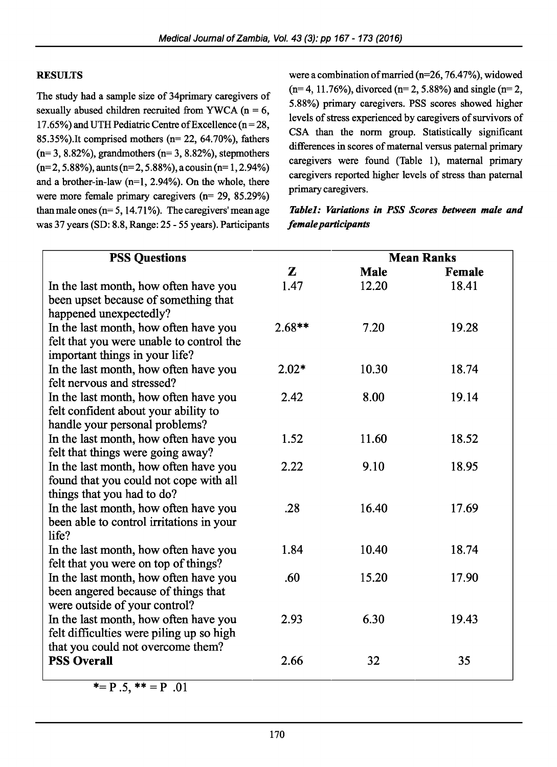## RESULTS

The study had a sample size of 34primary caregivers of sexually abused children recruited from YWCA (n = 6, 17.65%) and UTH Pediatric Centre of Excellence (n = 28, 85.35%).It comprised mothers (n= 22, 64.70%), fathers (n= 3, 8.82%), grandmothers (n= 3, 8.82%), stepmothers (n=2, 5.88%), aunts (n=2, 5.88%), a cousin (n= 1, 2.94%) and a brother-in-law (n=1, 2.94%). On the whole, there were more female primary caregivers (n= 29, 85.29%) than male ones (n= 5, 14.71%). The caregivers' mean age was 37 years (SD: 8.8, Range: 25 - 55 years). Participants were a combination of married (n=26, 76.47%), widowed (n= 4, 11.76%), divorced (n= 2, 5.88%) and single (n= 2, 5.88%) primary caregivers. PSS scores showed higher levels of stress experienced by caregivers of survivors of CSA than the norm group. Statistically significant differences in scores of maternal versus paternal primary caregivers were found (Table 1), maternal primary caregivers reported higher levels of stress than paternal primary caregivers.

***Table1: Variations in PSS Scores between male and female participants***

| PSS Questions | Z | Mean Ranks | |
|---|---|---|---|
| | | **Male** | **Female** |
| In the last month, how often have you been upset because of something that happened unexpectedly? | 1.47 | 12.20 | 18.41 |
| In the last month, how often have you felt that you were unable to control the important things in your life? | 2.68** | 7.20 | 19.28 |
| In the last month, how often have you felt nervous and stressed? | 2.02* | 10.30 | 18.74 |
| In the last month, how often have you felt confident about your ability to handle your personal problems? | 2.42 | 8.00 | 19.14 |
| In the last month, how often have you felt that things were going away? | 1.52 | 11.60 | 18.52 |
| In the last month, how often have you found that you could not cope with all things that you had to do? | 2.22 | 9.10 | 18.95 |
| In the last month, how often have you been able to control irritations in your life? | .28 | 16.40 | 17.69 |
| In the last month, how often have you felt that you were on top of things? | 1.84 | 10.40 | 18.74 |
| In the last month, how often have you been angered because of things that were outside of your control? | .60 | 15.20 | 17.90 |
| In the last month, how often have you felt difficulties were piling up so high that you could not overcome them? | 2.93 | 6.30 | 19.43 |
| **PSS Overall** | 2.66 | 32 | 35 |

*= P .5, ** = P .01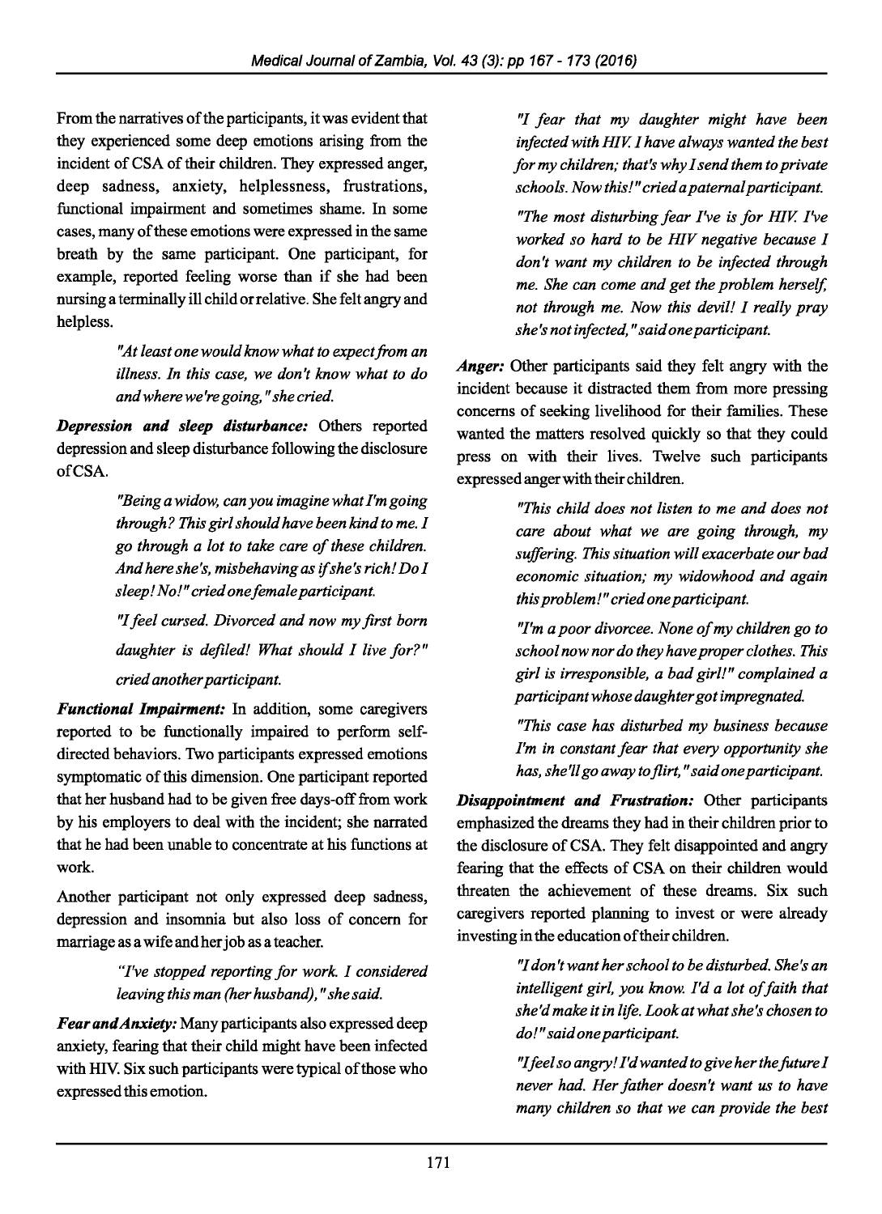From the narratives of the participants, it was evident that they experienced some deep emotions arising from the incident of CSA of their children. They expressed anger, deep sadness, anxiety, helplessness, frustrations, functional impairment and sometimes shame. In some cases, many of these emotions were expressed in the same breath by the same participant. One participant, for example, reported feeling worse than if she had been nursing a terminally ill child or relative. She felt angry and helpless.

> *"At least one would know what to expect from an illness. In this case, we don't know what to do and where we're going," she cried.*

***Depression and sleep disturbance:*** Others reported depression and sleep disturbance following the disclosure of CSA.

> *"Being a widow, can you imagine what I'm going through? This girl should have been kind to me. I go through a lot to take care of these children. And here she's, misbehaving as if she's rich! Do I sleep! No!" cried one female participant.*

> *"I feel cursed. Divorced and now my first born daughter is defiled! What should I live for?" cried another participant.*

***Functional Impairment:*** In addition, some caregivers reported to be functionally impaired to perform self-directed behaviors. Two participants expressed emotions symptomatic of this dimension. One participant reported that her husband had to be given free days-off from work by his employers to deal with the incident; she narrated that he had been unable to concentrate at his functions at work.

Another participant not only expressed deep sadness, depression and insomnia but also loss of concern for marriage as a wife and her job as a teacher.

> *"I've stopped reporting for work. I considered leaving this man (her husband)," she said.*

***Fear and Anxiety:*** Many participants also expressed deep anxiety, fearing that their child might have been infected with HIV. Six such participants were typical of those who expressed this emotion.

> *"I fear that my daughter might have been infected with HIV. I have always wanted the best for my children; that's why I send them to private schools. Now this!" cried a paternal participant.*

> *"The most disturbing fear I've is for HIV. I've worked so hard to be HIV negative because I don't want my children to be infected through me. She can come and get the problem herself, not through me. Now this devil! I really pray she's not infected," said one participant.*

***Anger:*** Other participants said they felt angry with the incident because it distracted them from more pressing concerns of seeking livelihood for their families. These wanted the matters resolved quickly so that they could press on with their lives. Twelve such participants expressed anger with their children.

> *"This child does not listen to me and does not care about what we are going through, my suffering. This situation will exacerbate our bad economic situation; my widowhood and again this problem!" cried one participant.*

> *"I'm a poor divorcee. None of my children go to school now nor do they have proper clothes. This girl is irresponsible, a bad girl!" complained a participant whose daughter got impregnated.*

> *"This case has disturbed my business because I'm in constant fear that every opportunity she has, she'll go away to flirt," said one participant.*

***Disappointment and Frustration:*** Other participants emphasized the dreams they had in their children prior to the disclosure of CSA. They felt disappointed and angry fearing that the effects of CSA on their children would threaten the achievement of these dreams. Six such caregivers reported planning to invest or were already investing in the education of their children.

> *"I don't want her school to be disturbed. She's an intelligent girl, you know. I'd a lot of faith that she'd make it in life. Look at what she's chosen to do!" said one participant.*

> *"I feel so angry! I'd wanted to give her the future I never had. Her father doesn't want us to have many children so that we can provide the best*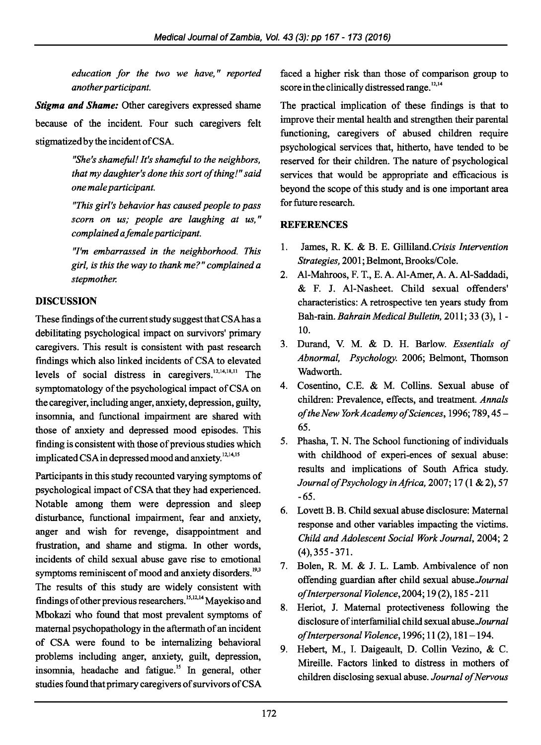*education for the two we have," reported another participant.*

***Stigma and Shame:*** Other caregivers expressed shame because of the incident. Four such caregivers felt stigmatized by the incident of CSA.

> *"She's shameful! It's shameful to the neighbors, that my daughter's done this sort of thing!" said one male participant.*
>
> *"This girl's behavior has caused people to pass scorn on us; people are laughing at us," complained a female participant.*
>
> *"I'm embarrassed in the neighborhood. This girl, is this the way to thank me?" complained a stepmother.*

## DISCUSSION

These findings of the current study suggest that CSA has a debilitating psychological impact on survivors' primary caregivers. This result is consistent with past research findings which also linked incidents of CSA to elevated levels of social distress in caregivers.[12,14,18,11] The symptomatology of the psychological impact of CSA on the caregiver, including anger, anxiety, depression, guilty, insomnia, and functional impairment are shared with those of anxiety and depressed mood episodes. This finding is consistent with those of previous studies which implicated CSA in depressed mood and anxiety.[12,14,15]

Participants in this study recounted varying symptoms of psychological impact of CSA that they had experienced. Notable among them were depression and sleep disturbance, functional impairment, fear and anxiety, anger and wish for revenge, disappointment and frustration, and shame and stigma. In other words, incidents of child sexual abuse gave rise to emotional symptoms reminiscent of mood and anxiety disorders.[19,3] The results of this study are widely consistent with findings of other previous researchers.[15,12,14] Mayekiso and Mbokazi who found that most prevalent symptoms of maternal psychopathology in the aftermath of an incident of CSA were found to be internalizing behavioral problems including anger, anxiety, guilt, depression, insomnia, headache and fatigue.[15] In general, other studies found that primary caregivers of survivors of CSA faced a higher risk than those of comparison group to score in the clinically distressed range.[12,14]

The practical implication of these findings is that to improve their mental health and strengthen their parental functioning, caregivers of abused children require psychological services that, hitherto, have tended to be reserved for their children. The nature of psychological services that would be appropriate and efficacious is beyond the scope of this study and is one important area for future research.

## REFERENCES

1. James, R. K. & B. E. Gilliland. *Crisis Intervention Strategies,* 2001; Belmont, Brooks/Cole.
2. Al-Mahroos, F. T., E. A. Al-Amer, A. A. Al-Saddadi, & F. J. Al-Nasheet. Child sexual offenders' characteristics: A retrospective ten years study from Bah-rain. *Bahrain Medical Bulletin,* 2011; 33 (3), 1 - 10.
3. Durand, V. M. & D. H. Barlow. *Essentials of Abnormal, Psychology.* 2006; Belmont, Thomson Wadworth.
4. Cosentino, C.E. & M. Collins. Sexual abuse of children: Prevalence, effects, and treatment. *Annals of the New York Academy of Sciences,* 1996; 789, 45 – 65.
5. Phasha, T. N. The School functioning of individuals with childhood of experi-ences of sexual abuse: results and implications of South Africa study. *Journal of Psychology in Africa,* 2007; 17 (1 & 2), 57 - 65.
6. Lovett B. B. Child sexual abuse disclosure: Maternal response and other variables impacting the victims. *Child and Adolescent Social Work Journal,* 2004; 2 (4), 355 - 371.
7. Bolen, R. M. & J. L. Lamb. Ambivalence of non offending guardian after child sexual abuse. *Journal of Interpersonal Violence,* 2004; 19 (2), 185 - 211
8. Heriot, J. Maternal protectiveness following the disclosure of interfamilial child sexual abuse. *Journal of Interpersonal Violence,* 1996; 11 (2), 181 – 194.
9. Hebert, M., I. Daigeault, D. Collin Vezino, & C. Mireille. Factors linked to distress in mothers of children disclosing sexual abuse. *Journal of Nervous*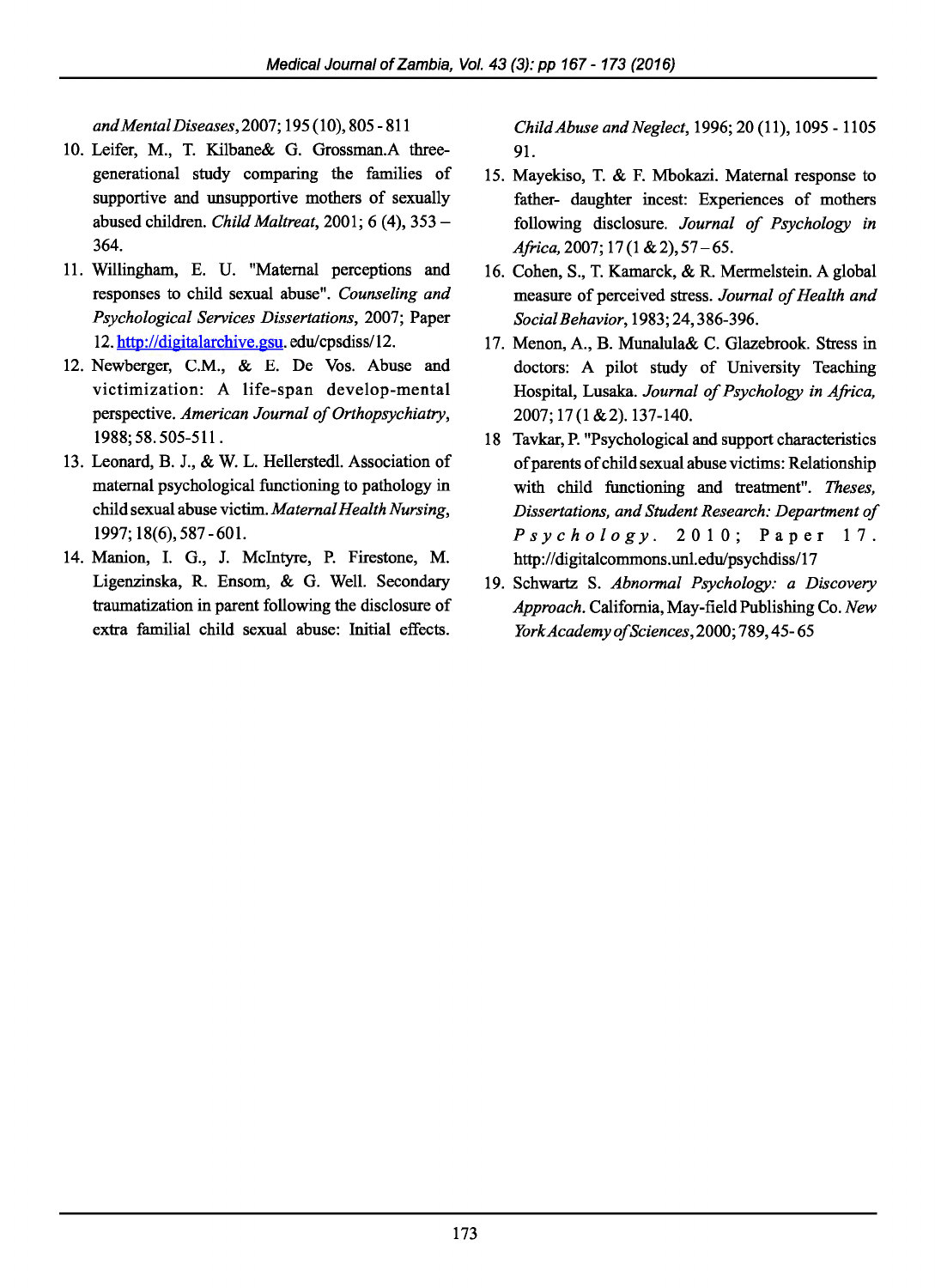*and Mental Diseases*, 2007; 195 (10), 805 - 811

10. Leifer, M., T. Kilbane& G. Grossman.A three-generational study comparing the families of supportive and unsupportive mothers of sexually abused children. *Child Maltreat*, 2001; 6 (4), 353 – 364.
11. Willingham, E. U. "Maternal perceptions and responses to child sexual abuse". *Counseling and Psychological Services Dissertations*, 2007; Paper 12. http://digitalarchive.gsu. edu/cpsdiss/12.
12. Newberger, C.M., & E. De Vos. Abuse and victimization: A life-span develop-mental perspective. *American Journal of Orthopsychiatry*, 1988; 58. 505-511 .
13. Leonard, B. J., & W. L. Hellerstedl. Association of maternal psychological functioning to pathology in child sexual abuse victim. *Maternal Health Nursing*, 1997; 18(6), 587 - 601.
14. Manion, I. G., J. McIntyre, P. Firestone, M. Ligenzinska, R. Ensom, & G. Well. Secondary traumatization in parent following the disclosure of extra familial child sexual abuse: Initial effects. *Child Abuse and Neglect*, 1996; 20 (11), 1095 - 1105 91.
15. Mayekiso, T. & F. Mbokazi. Maternal response to father- daughter incest: Experiences of mothers following disclosure. *Journal of Psychology in Africa*, 2007; 17 (1 & 2), 57 – 65.
16. Cohen, S., T. Kamarck, & R. Mermelstein. A global measure of perceived stress. *Journal of Health and Social Behavior*, 1983; 24, 386-396.
17. Menon, A., B. Munalula& C. Glazebrook. Stress in doctors: A pilot study of University Teaching Hospital, Lusaka. *Journal of Psychology in Africa*, 2007; 17 (1 & 2). 137-140.
18 Tavkar, P. "Psychological and support characteristics of parents of child sexual abuse victims: Relationship with child functioning and treatment". *Theses, Dissertations, and Student Research: Department of Psychology*. 2010; Paper 17. http://digitalcommons.unl.edu/psychdiss/17
19. Schwartz S. *Abnormal Psychology: a Discovery Approach*. California, May-field Publishing Co. *New York Academy of Sciences*, 2000; 789, 45- 65